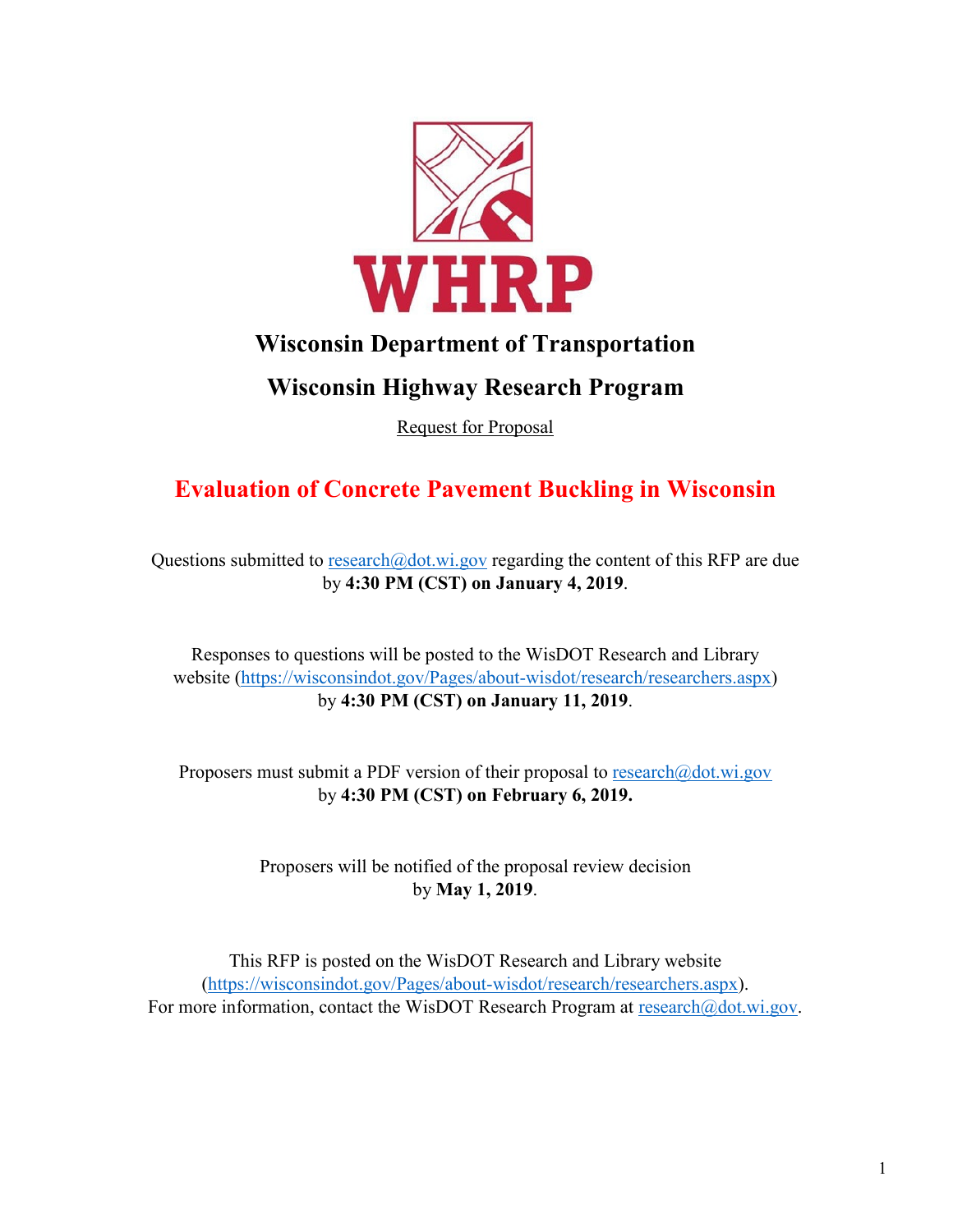# WHRP

## Wisconsin Department of Transportation

## Wisconsin Highway Research Program

Request for Proposal

# Evaluation of Concrete Pavement Buckling in Wisconsin

Questions submitted to research@dot.wi.gov regarding the content of this RFP are due by **4:30 PM (CST) on January 4, 2019**.

Responses to questions will be posted to the WisDOT Research and Library website (https://wisconsindot.gov/Pages/about-wisdot/research/researchers.aspx) by **4:30 PM (CST) on January 11, 2019**.

Proposers must submit a PDF version of their proposal to research@dot.wi.gov by **4:30 PM (CST) on February 6, 2019.**

Proposers will be notified of the proposal review decision by **May 1, 2019**.

This RFP is posted on the WisDOT Research and Library website (https://wisconsindot.gov/Pages/about-wisdot/research/researchers.aspx).
For more information, contact the WisDOT Research Program at research@dot.wi.gov.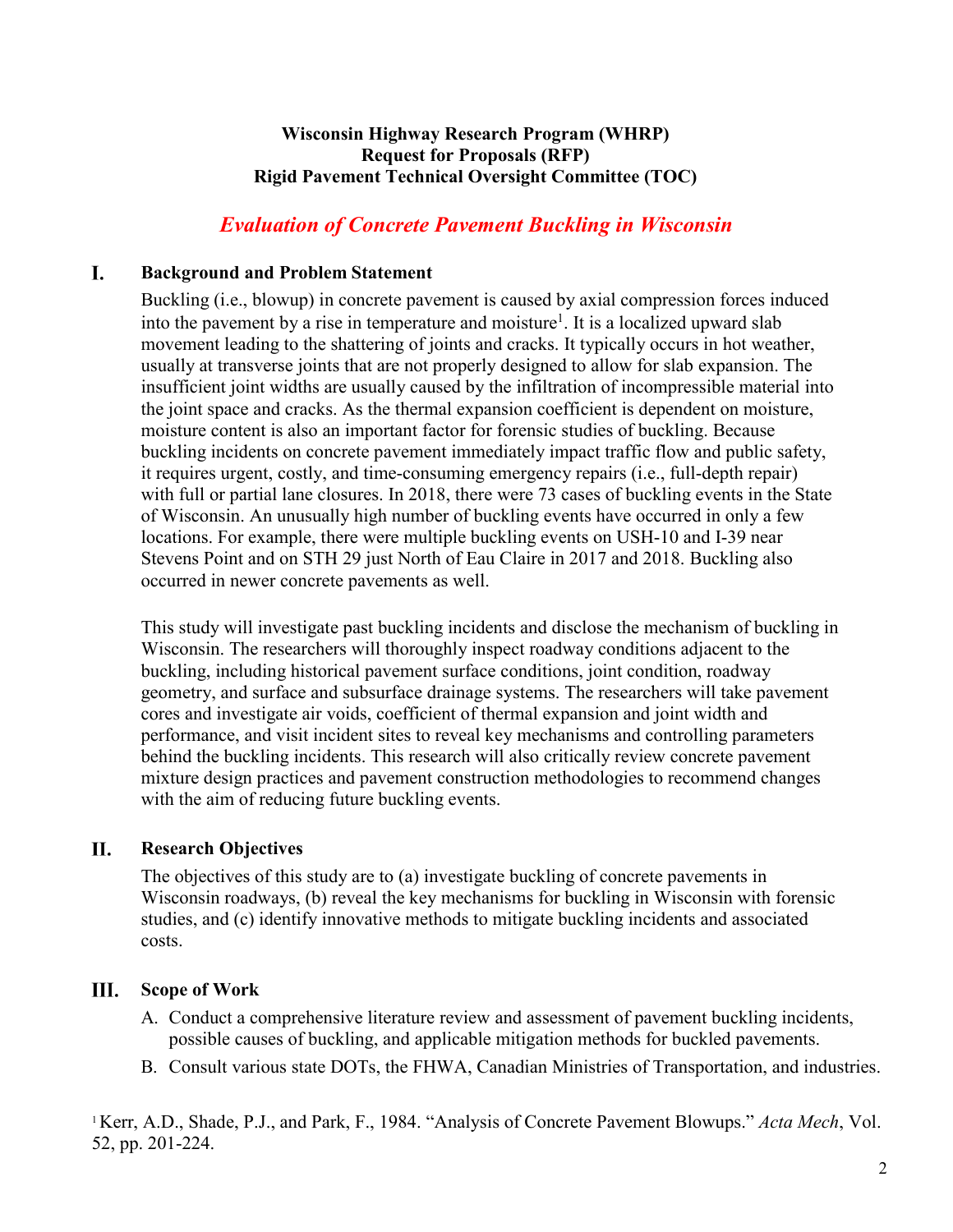**Wisconsin Highway Research Program (WHRP)**
**Request for Proposals (RFP)**
**Rigid Pavement Technical Oversight Committee (TOC)**

# *Evaluation of Concrete Pavement Buckling in Wisconsin*

## I. Background and Problem Statement

Buckling (i.e., blowup) in concrete pavement is caused by axial compression forces induced into the pavement by a rise in temperature and moisture[1]. It is a localized upward slab movement leading to the shattering of joints and cracks. It typically occurs in hot weather, usually at transverse joints that are not properly designed to allow for slab expansion. The insufficient joint widths are usually caused by the infiltration of incompressible material into the joint space and cracks. As the thermal expansion coefficient is dependent on moisture, moisture content is also an important factor for forensic studies of buckling. Because buckling incidents on concrete pavement immediately impact traffic flow and public safety, it requires urgent, costly, and time-consuming emergency repairs (i.e., full-depth repair) with full or partial lane closures. In 2018, there were 73 cases of buckling events in the State of Wisconsin. An unusually high number of buckling events have occurred in only a few locations. For example, there were multiple buckling events on USH-10 and I-39 near Stevens Point and on STH 29 just North of Eau Claire in 2017 and 2018. Buckling also occurred in newer concrete pavements as well.

This study will investigate past buckling incidents and disclose the mechanism of buckling in Wisconsin. The researchers will thoroughly inspect roadway conditions adjacent to the buckling, including historical pavement surface conditions, joint condition, roadway geometry, and surface and subsurface drainage systems. The researchers will take pavement cores and investigate air voids, coefficient of thermal expansion and joint width and performance, and visit incident sites to reveal key mechanisms and controlling parameters behind the buckling incidents. This research will also critically review concrete pavement mixture design practices and pavement construction methodologies to recommend changes with the aim of reducing future buckling events.

## II. Research Objectives

The objectives of this study are to (a) investigate buckling of concrete pavements in Wisconsin roadways, (b) reveal the key mechanisms for buckling in Wisconsin with forensic studies, and (c) identify innovative methods to mitigate buckling incidents and associated costs.

## III. Scope of Work

A. Conduct a comprehensive literature review and assessment of pavement buckling incidents, possible causes of buckling, and applicable mitigation methods for buckled pavements.

B. Consult various state DOTs, the FHWA, Canadian Ministries of Transportation, and industries.

---

[1] Kerr, A.D., Shade, P.J., and Park, F., 1984. "Analysis of Concrete Pavement Blowups." *Acta Mech*, Vol. 52, pp. 201-224.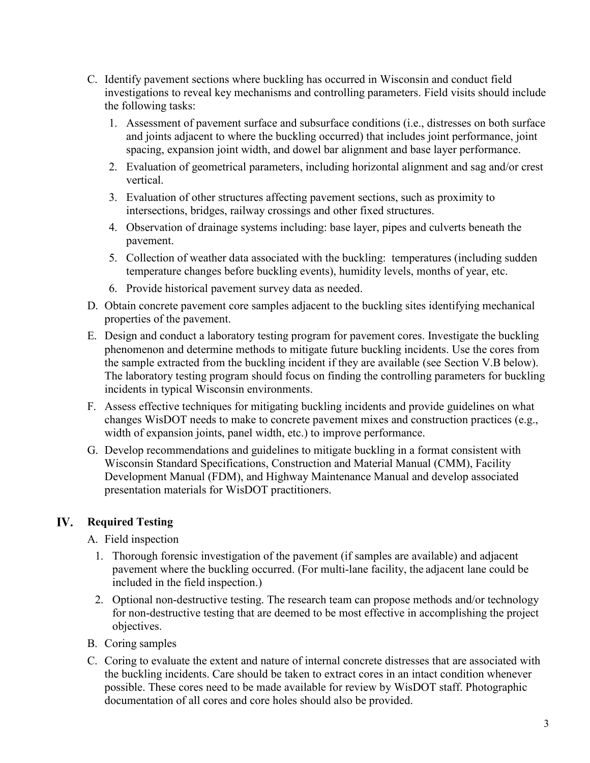C. Identify pavement sections where buckling has occurred in Wisconsin and conduct field investigations to reveal key mechanisms and controlling parameters. Field visits should include the following tasks:
   1. Assessment of pavement surface and subsurface conditions (i.e., distresses on both surface and joints adjacent to where the buckling occurred) that includes joint performance, joint spacing, expansion joint width, and dowel bar alignment and base layer performance.
   2. Evaluation of geometrical parameters, including horizontal alignment and sag and/or crest vertical.
   3. Evaluation of other structures affecting pavement sections, such as proximity to intersections, bridges, railway crossings and other fixed structures.
   4. Observation of drainage systems including: base layer, pipes and culverts beneath the pavement.
   5. Collection of weather data associated with the buckling: temperatures (including sudden temperature changes before buckling events), humidity levels, months of year, etc.
   6. Provide historical pavement survey data as needed.

D. Obtain concrete pavement core samples adjacent to the buckling sites identifying mechanical properties of the pavement.

E. Design and conduct a laboratory testing program for pavement cores. Investigate the buckling phenomenon and determine methods to mitigate future buckling incidents. Use the cores from the sample extracted from the buckling incident if they are available (see Section V.B below). The laboratory testing program should focus on finding the controlling parameters for buckling incidents in typical Wisconsin environments.

F. Assess effective techniques for mitigating buckling incidents and provide guidelines on what changes WisDOT needs to make to concrete pavement mixes and construction practices (e.g., width of expansion joints, panel width, etc.) to improve performance.

G. Develop recommendations and guidelines to mitigate buckling in a format consistent with Wisconsin Standard Specifications, Construction and Material Manual (CMM), Facility Development Manual (FDM), and Highway Maintenance Manual and develop associated presentation materials for WisDOT practitioners.

## IV. Required Testing

A. Field inspection
   1. Thorough forensic investigation of the pavement (if samples are available) and adjacent pavement where the buckling occurred. (For multi-lane facility, the adjacent lane could be included in the field inspection.)
   2. Optional non-destructive testing. The research team can propose methods and/or technology for non-destructive testing that are deemed to be most effective in accomplishing the project objectives.

B. Coring samples

C. Coring to evaluate the extent and nature of internal concrete distresses that are associated with the buckling incidents. Care should be taken to extract cores in an intact condition whenever possible. These cores need to be made available for review by WisDOT staff. Photographic documentation of all cores and core holes should also be provided.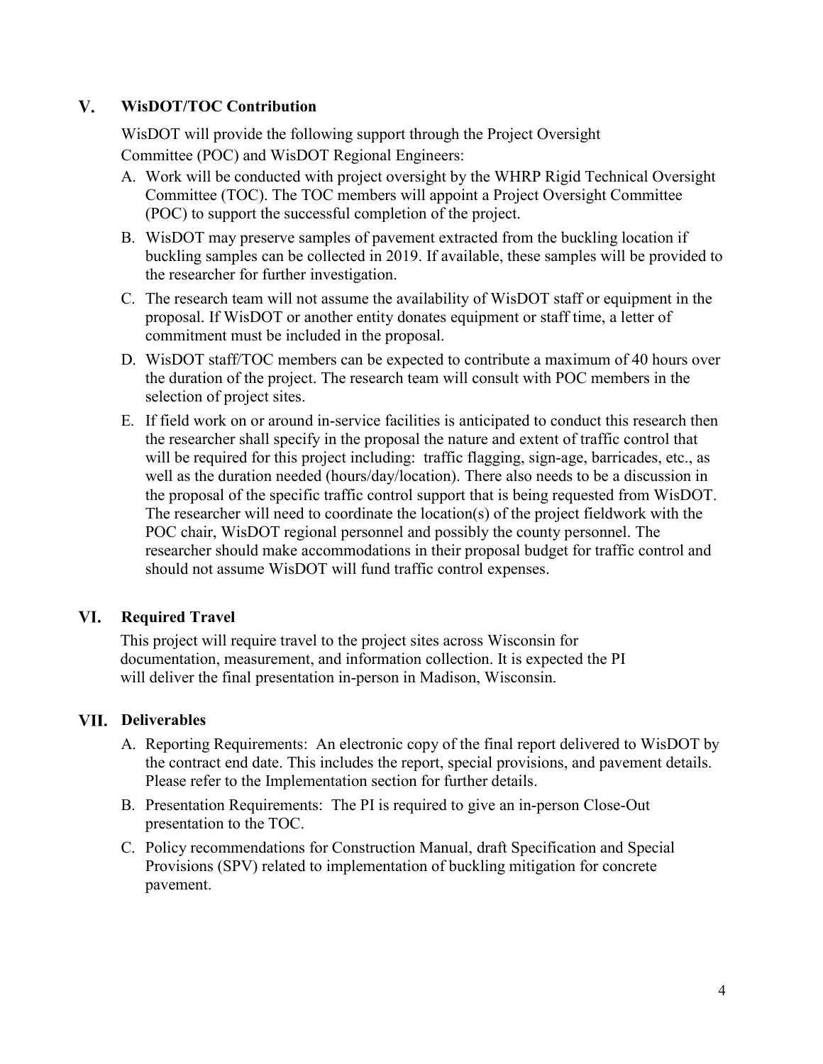## V. WisDOT/TOC Contribution

WisDOT will provide the following support through the Project Oversight Committee (POC) and WisDOT Regional Engineers:

A. Work will be conducted with project oversight by the WHRP Rigid Technical Oversight Committee (TOC). The TOC members will appoint a Project Oversight Committee (POC) to support the successful completion of the project.
B. WisDOT may preserve samples of pavement extracted from the buckling location if buckling samples can be collected in 2019. If available, these samples will be provided to the researcher for further investigation.
C. The research team will not assume the availability of WisDOT staff or equipment in the proposal. If WisDOT or another entity donates equipment or staff time, a letter of commitment must be included in the proposal.
D. WisDOT staff/TOC members can be expected to contribute a maximum of 40 hours over the duration of the project. The research team will consult with POC members in the selection of project sites.
E. If field work on or around in-service facilities is anticipated to conduct this research then the researcher shall specify in the proposal the nature and extent of traffic control that will be required for this project including: traffic flagging, sign-age, barricades, etc., as well as the duration needed (hours/day/location). There also needs to be a discussion in the proposal of the specific traffic control support that is being requested from WisDOT. The researcher will need to coordinate the location(s) of the project fieldwork with the POC chair, WisDOT regional personnel and possibly the county personnel. The researcher should make accommodations in their proposal budget for traffic control and should not assume WisDOT will fund traffic control expenses.

## VI. Required Travel

This project will require travel to the project sites across Wisconsin for documentation, measurement, and information collection. It is expected the PI will deliver the final presentation in-person in Madison, Wisconsin.

## VII. Deliverables

A. Reporting Requirements: An electronic copy of the final report delivered to WisDOT by the contract end date. This includes the report, special provisions, and pavement details. Please refer to the Implementation section for further details.
B. Presentation Requirements: The PI is required to give an in-person Close-Out presentation to the TOC.
C. Policy recommendations for Construction Manual, draft Specification and Special Provisions (SPV) related to implementation of buckling mitigation for concrete pavement.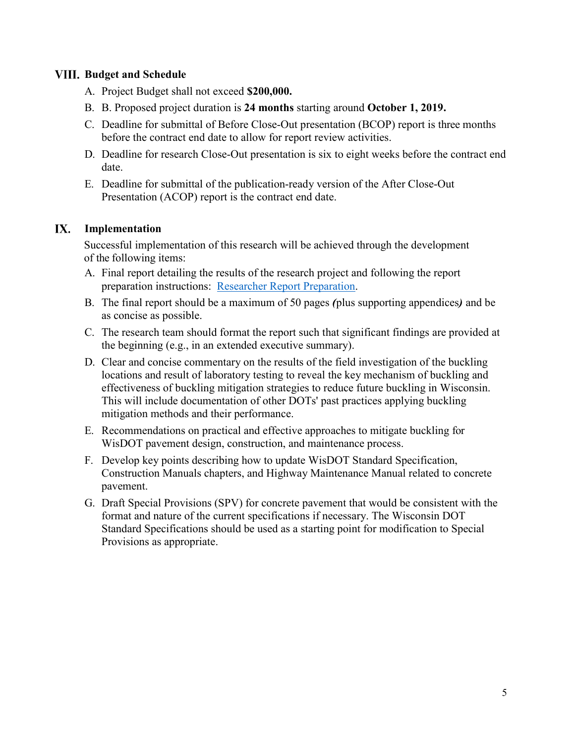## VIII. Budget and Schedule

A. Project Budget shall not exceed **$200,000.**

B. B. Proposed project duration is **24 months** starting around **October 1, 2019.**

C. Deadline for submittal of Before Close-Out presentation (BCOP) report is three months before the contract end date to allow for report review activities.

D. Deadline for research Close-Out presentation is six to eight weeks before the contract end date.

E. Deadline for submittal of the publication-ready version of the After Close-Out Presentation (ACOP) report is the contract end date.

## IX. Implementation

Successful implementation of this research will be achieved through the development of the following items:

A. Final report detailing the results of the research project and following the report preparation instructions: [Researcher Report Preparation](#).

B. The final report should be a maximum of 50 pages ***(****plus supporting appendices****)*** and be as concise as possible.

C. The research team should format the report such that significant findings are provided at the beginning (e.g., in an extended executive summary).

D. Clear and concise commentary on the results of the field investigation of the buckling locations and result of laboratory testing to reveal the key mechanism of buckling and effectiveness of buckling mitigation strategies to reduce future buckling in Wisconsin. This will include documentation of other DOTs' past practices applying buckling mitigation methods and their performance.

E. Recommendations on practical and effective approaches to mitigate buckling for WisDOT pavement design, construction, and maintenance process.

F. Develop key points describing how to update WisDOT Standard Specification, Construction Manuals chapters, and Highway Maintenance Manual related to concrete pavement.

G. Draft Special Provisions (SPV) for concrete pavement that would be consistent with the format and nature of the current specifications if necessary. The Wisconsin DOT Standard Specifications should be used as a starting point for modification to Special Provisions as appropriate.